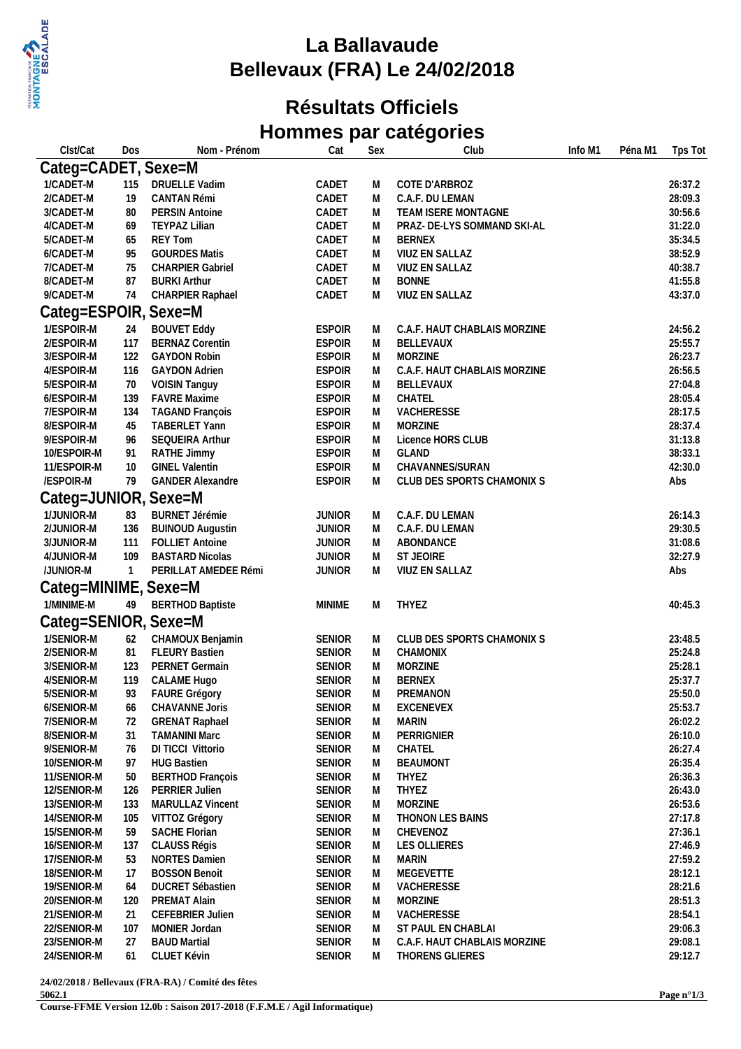# La Ballavaude
# Bellevaux (FRA) Le 24/02/2018

## Résultats Officiels
## Hommes par catégories

| Clst/Cat | Dos | Nom - Prénom | Cat | Sex | Club | Info M1 | Péna M1 | Tps Tot |
|---|---|---|---|---|---|---|---|---|
| **Categ=CADET, Sexe=M** | | | | | | | | |
| 1/CADET-M | 115 | DRUELLE Vadim | CADET | M | COTE D'ARBROZ | | | 26:37.2 |
| 2/CADET-M | 19 | CANTAN Rémi | CADET | M | C.A.F. DU LEMAN | | | 28:09.3 |
| 3/CADET-M | 80 | PERSIN Antoine | CADET | M | TEAM ISERE MONTAGNE | | | 30:56.6 |
| 4/CADET-M | 69 | TEYPAZ Lilian | CADET | M | PRAZ- DE-LYS SOMMAND SKI-AL | | | 31:22.0 |
| 5/CADET-M | 65 | REY Tom | CADET | M | BERNEX | | | 35:34.5 |
| 6/CADET-M | 95 | GOURDES Matis | CADET | M | VIUZ EN SALLAZ | | | 38:52.9 |
| 7/CADET-M | 75 | CHARPIER Gabriel | CADET | M | VIUZ EN SALLAZ | | | 40:38.7 |
| 8/CADET-M | 87 | BURKI Arthur | CADET | M | BONNE | | | 41:55.8 |
| 9/CADET-M | 74 | CHARPIER Raphael | CADET | M | VIUZ EN SALLAZ | | | 43:37.0 |
| **Categ=ESPOIR, Sexe=M** | | | | | | | | |
| 1/ESPOIR-M | 24 | BOUVET Eddy | ESPOIR | M | C.A.F. HAUT CHABLAIS MORZINE | | | 24:56.2 |
| 2/ESPOIR-M | 117 | BERNAZ Corentin | ESPOIR | M | BELLEVAUX | | | 25:55.7 |
| 3/ESPOIR-M | 122 | GAYDON Robin | ESPOIR | M | MORZINE | | | 26:23.7 |
| 4/ESPOIR-M | 116 | GAYDON Adrien | ESPOIR | M | C.A.F. HAUT CHABLAIS MORZINE | | | 26:56.5 |
| 5/ESPOIR-M | 70 | VOISIN Tanguy | ESPOIR | M | BELLEVAUX | | | 27:04.8 |
| 6/ESPOIR-M | 139 | FAVRE Maxime | ESPOIR | M | CHATEL | | | 28:05.4 |
| 7/ESPOIR-M | 134 | TAGAND François | ESPOIR | M | VACHERESSE | | | 28:17.5 |
| 8/ESPOIR-M | 45 | TABERLET Yann | ESPOIR | M | MORZINE | | | 28:37.4 |
| 9/ESPOIR-M | 96 | SEQUEIRA Arthur | ESPOIR | M | Licence HORS CLUB | | | 31:13.8 |
| 10/ESPOIR-M | 91 | RATHE Jimmy | ESPOIR | M | GLAND | | | 38:33.1 |
| 11/ESPOIR-M | 10 | GINEL Valentin | ESPOIR | M | CHAVANNES/SURAN | | | 42:30.0 |
| /ESPOIR-M | 79 | GANDER Alexandre | ESPOIR | M | CLUB DES SPORTS CHAMONIX S | | | Abs |
| **Categ=JUNIOR, Sexe=M** | | | | | | | | |
| 1/JUNIOR-M | 83 | BURNET Jérémie | JUNIOR | M | C.A.F. DU LEMAN | | | 26:14.3 |
| 2/JUNIOR-M | 136 | BUINOUD Augustin | JUNIOR | M | C.A.F. DU LEMAN | | | 29:30.5 |
| 3/JUNIOR-M | 111 | FOLLIET Antoine | JUNIOR | M | ABONDANCE | | | 31:08.6 |
| 4/JUNIOR-M | 109 | BASTARD Nicolas | JUNIOR | M | ST JEOIRE | | | 32:27.9 |
| /JUNIOR-M | 1 | PERILLAT AMEDEE Rémi | JUNIOR | M | VIUZ EN SALLAZ | | | Abs |
| **Categ=MINIME, Sexe=M** | | | | | | | | |
| 1/MINIME-M | 49 | BERTHOD Baptiste | MINIME | M | THYEZ | | | 40:45.3 |
| **Categ=SENIOR, Sexe=M** | | | | | | | | |
| 1/SENIOR-M | 62 | CHAMOUX Benjamin | SENIOR | M | CLUB DES SPORTS CHAMONIX S | | | 23:48.5 |
| 2/SENIOR-M | 81 | FLEURY Bastien | SENIOR | M | CHAMONIX | | | 25:24.8 |
| 3/SENIOR-M | 123 | PERNET Germain | SENIOR | M | MORZINE | | | 25:28.1 |
| 4/SENIOR-M | 119 | CALAME Hugo | SENIOR | M | BERNEX | | | 25:37.7 |
| 5/SENIOR-M | 93 | FAURE Grégory | SENIOR | M | PREMANON | | | 25:50.0 |
| 6/SENIOR-M | 66 | CHAVANNE Joris | SENIOR | M | EXCENEVEX | | | 25:53.7 |
| 7/SENIOR-M | 72 | GRENAT Raphael | SENIOR | M | MARIN | | | 26:02.2 |
| 8/SENIOR-M | 31 | TAMANINI Marc | SENIOR | M | PERRIGNIER | | | 26:10.0 |
| 9/SENIOR-M | 76 | DI TICCI Vittorio | SENIOR | M | CHATEL | | | 26:27.4 |
| 10/SENIOR-M | 97 | HUG Bastien | SENIOR | M | BEAUMONT | | | 26:35.4 |
| 11/SENIOR-M | 50 | BERTHOD François | SENIOR | M | THYEZ | | | 26:36.3 |
| 12/SENIOR-M | 126 | PERRIER Julien | SENIOR | M | THYEZ | | | 26:43.0 |
| 13/SENIOR-M | 133 | MARULLAZ Vincent | SENIOR | M | MORZINE | | | 26:53.6 |
| 14/SENIOR-M | 105 | VITTOZ Grégory | SENIOR | M | THONON LES BAINS | | | 27:17.8 |
| 15/SENIOR-M | 59 | SACHE Florian | SENIOR | M | CHEVENOZ | | | 27:36.1 |
| 16/SENIOR-M | 137 | CLAUSS Régis | SENIOR | M | LES OLLIERES | | | 27:46.9 |
| 17/SENIOR-M | 53 | NORTES Damien | SENIOR | M | MARIN | | | 27:59.2 |
| 18/SENIOR-M | 17 | BOSSON Benoit | SENIOR | M | MEGEVETTE | | | 28:12.1 |
| 19/SENIOR-M | 64 | DUCRET Sébastien | SENIOR | M | VACHERESSE | | | 28:21.6 |
| 20/SENIOR-M | 120 | PREMAT Alain | SENIOR | M | MORZINE | | | 28:51.3 |
| 21/SENIOR-M | 21 | CEFEBRIER Julien | SENIOR | M | VACHERESSE | | | 28:54.1 |
| 22/SENIOR-M | 107 | MONIER Jordan | SENIOR | M | ST PAUL EN CHABLAI | | | 29:06.3 |
| 23/SENIOR-M | 27 | BAUD Martial | SENIOR | M | C.A.F. HAUT CHABLAIS MORZINE | | | 29:08.1 |
| 24/SENIOR-M | 61 | CLUET Kévin | SENIOR | M | THORENS GLIERES | | | 29:12.7 |

24/02/2018 / Bellevaux (FRA-RA) / Comité des fêtes
5062.1
Course-FFME Version 12.0b : Saison 2017-2018 (F.F.M.E / Agil Informatique)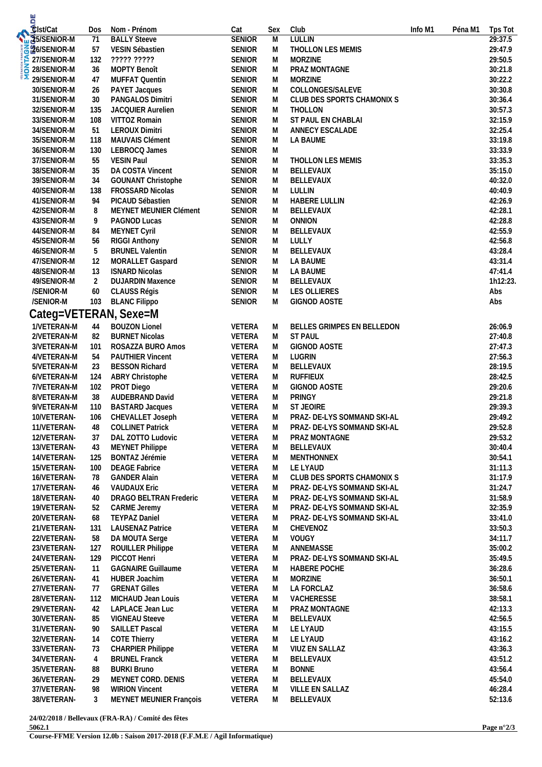| Clst/Cat | Dos | Nom - Prénom | Cat | Sex | Club | Info M1 | Péna M1 | Tps Tot |
|---|---|---|---|---|---|---|---|---|
| 25/SENIOR-M | 71 | BALLY Steeve | SENIOR | M | LULLIN | | | 29:37.5 |
| 26/SENIOR-M | 57 | VESIN Sébastien | SENIOR | M | THOLLON LES MEMIS | | | 29:47.9 |
| 27/SENIOR-M | 132 | ????? ????? | SENIOR | M | MORZINE | | | 29:50.5 |
| 28/SENIOR-M | 36 | MOPTY Benoît | SENIOR | M | PRAZ MONTAGNE | | | 30:21.8 |
| 29/SENIOR-M | 47 | MUFFAT Quentin | SENIOR | M | MORZINE | | | 30:22.2 |
| 30/SENIOR-M | 26 | PAYET Jacques | SENIOR | M | COLLONGES/SALEVE | | | 30:30.8 |
| 31/SENIOR-M | 30 | PANGALOS Dimitri | SENIOR | M | CLUB DES SPORTS CHAMONIX S | | | 30:36.4 |
| 32/SENIOR-M | 135 | JACQUIER Aurelien | SENIOR | M | THOLLON | | | 30:57.3 |
| 33/SENIOR-M | 108 | VITTOZ Romain | SENIOR | M | ST PAUL EN CHABLAI | | | 32:15.9 |
| 34/SENIOR-M | 51 | LEROUX Dimitri | SENIOR | M | ANNECY ESCALADE | | | 32:25.4 |
| 35/SENIOR-M | 118 | MAUVAIS Clément | SENIOR | M | LA BAUME | | | 33:19.8 |
| 36/SENIOR-M | 130 | LEBROCQ James | SENIOR | M | | | | 33:33.9 |
| 37/SENIOR-M | 55 | VESIN Paul | SENIOR | M | THOLLON LES MEMIS | | | 33:35.3 |
| 38/SENIOR-M | 35 | DA COSTA Vincent | SENIOR | M | BELLEVAUX | | | 35:15.0 |
| 39/SENIOR-M | 34 | GOUNANT Christophe | SENIOR | M | BELLEVAUX | | | 40:32.0 |
| 40/SENIOR-M | 138 | FROSSARD Nicolas | SENIOR | M | LULLIN | | | 40:40.9 |
| 41/SENIOR-M | 94 | PICAUD Sébastien | SENIOR | M | HABERE LULLIN | | | 42:26.9 |
| 42/SENIOR-M | 8 | MEYNET MEUNIER Clément | SENIOR | M | BELLEVAUX | | | 42:28.1 |
| 43/SENIOR-M | 9 | PAGNOD Lucas | SENIOR | M | ONNION | | | 42:28.8 |
| 44/SENIOR-M | 84 | MEYNET Cyril | SENIOR | M | BELLEVAUX | | | 42:55.9 |
| 45/SENIOR-M | 56 | RIGGI Anthony | SENIOR | M | LULLY | | | 42:56.8 |
| 46/SENIOR-M | 5 | BRUNEL Valentin | SENIOR | M | BELLEVAUX | | | 43:28.4 |
| 47/SENIOR-M | 12 | MORALLET Gaspard | SENIOR | M | LA BAUME | | | 43:31.4 |
| 48/SENIOR-M | 13 | ISNARD Nicolas | SENIOR | M | LA BAUME | | | 47:41.4 |
| 49/SENIOR-M | 2 | DUJARDIN Maxence | SENIOR | M | BELLEVAUX | | | 1h12:23. |
| /SENIOR-M | 60 | CLAUSS Régis | SENIOR | M | LES OLLIERES | | | Abs |
| /SENIOR-M | 103 | BLANC Filippo | SENIOR | M | GIGNOD AOSTE | | | Abs |

## Categ=VETERAN, Sexe=M

| Clst/Cat | Dos | Nom - Prénom | Cat | Sex | Club | Info M1 | Péna M1 | Tps Tot |
|---|---|---|---|---|---|---|---|---|
| 1/VETERAN-M | 44 | BOUZON Lionel | VETERA | M | BELLES GRIMPES EN BELLEDON | | | 26:06.9 |
| 2/VETERAN-M | 82 | BURNET Nicolas | VETERA | M | ST PAUL | | | 27:40.8 |
| 3/VETERAN-M | 101 | ROSAZZA BURO Amos | VETERA | M | GIGNOD AOSTE | | | 27:47.3 |
| 4/VETERAN-M | 54 | PAUTHIER Vincent | VETERA | M | LUGRIN | | | 27:56.3 |
| 5/VETERAN-M | 23 | BESSON Richard | VETERA | M | BELLEVAUX | | | 28:19.5 |
| 6/VETERAN-M | 124 | ABRY Christophe | VETERA | M | RUFFIEUX | | | 28:42.5 |
| 7/VETERAN-M | 102 | PROT Diego | VETERA | M | GIGNOD AOSTE | | | 29:20.6 |
| 8/VETERAN-M | 38 | AUDEBRAND David | VETERA | M | PRINGY | | | 29:21.8 |
| 9/VETERAN-M | 110 | BASTARD Jacques | VETERA | M | ST JEOIRE | | | 29:39.3 |
| 10/VETERAN- | 106 | CHEVALLET Joseph | VETERA | M | PRAZ- DE-LYS SOMMAND SKI-AL | | | 29:49.2 |
| 11/VETERAN- | 48 | COLLINET Patrick | VETERA | M | PRAZ- DE-LYS SOMMAND SKI-AL | | | 29:52.8 |
| 12/VETERAN- | 37 | DAL ZOTTO Ludovic | VETERA | M | PRAZ MONTAGNE | | | 29:53.2 |
| 13/VETERAN- | 43 | MEYNET Philippe | VETERA | M | BELLEVAUX | | | 30:40.4 |
| 14/VETERAN- | 125 | BONTAZ Jérémie | VETERA | M | MENTHONNEX | | | 30:54.1 |
| 15/VETERAN- | 100 | DEAGE Fabrice | VETERA | M | LE LYAUD | | | 31:11.3 |
| 16/VETERAN- | 78 | GANDER Alain | VETERA | M | CLUB DES SPORTS CHAMONIX S | | | 31:17.9 |
| 17/VETERAN- | 46 | VAUDAUX Eric | VETERA | M | PRAZ- DE-LYS SOMMAND SKI-AL | | | 31:24.7 |
| 18/VETERAN- | 40 | DRAGO BELTRAN Frederic | VETERA | M | PRAZ- DE-LYS SOMMAND SKI-AL | | | 31:58.9 |
| 19/VETERAN- | 52 | CARME Jeremy | VETERA | M | PRAZ- DE-LYS SOMMAND SKI-AL | | | 32:35.9 |
| 20/VETERAN- | 68 | TEYPAZ Daniel | VETERA | M | PRAZ- DE-LYS SOMMAND SKI-AL | | | 33:41.0 |
| 21/VETERAN- | 131 | LAUSENAZ Patrice | VETERA | M | CHEVENOZ | | | 33:50.3 |
| 22/VETERAN- | 58 | DA MOUTA Serge | VETERA | M | VOUGY | | | 34:11.7 |
| 23/VETERAN- | 127 | ROUILLER Philippe | VETERA | M | ANNEMASSE | | | 35:00.2 |
| 24/VETERAN- | 129 | PICCOT Henri | VETERA | M | PRAZ- DE-LYS SOMMAND SKI-AL | | | 35:49.5 |
| 25/VETERAN- | 11 | GAGNAIRE Guillaume | VETERA | M | HABERE POCHE | | | 36:28.6 |
| 26/VETERAN- | 41 | HUBER Joachim | VETERA | M | MORZINE | | | 36:50.1 |
| 27/VETERAN- | 77 | GRENAT Gilles | VETERA | M | LA FORCLAZ | | | 36:58.6 |
| 28/VETERAN- | 112 | MICHAUD Jean Louis | VETERA | M | VACHERESSE | | | 38:58.1 |
| 29/VETERAN- | 42 | LAPLACE Jean Luc | VETERA | M | PRAZ MONTAGNE | | | 42:13.3 |
| 30/VETERAN- | 85 | VIGNEAU Steeve | VETERA | M | BELLEVAUX | | | 42:56.5 |
| 31/VETERAN- | 90 | SAILLET Pascal | VETERA | M | LE LYAUD | | | 43:15.5 |
| 32/VETERAN- | 14 | COTE Thierry | VETERA | M | LE LYAUD | | | 43:16.2 |
| 33/VETERAN- | 73 | CHARPIER Philippe | VETERA | M | VIUZ EN SALLAZ | | | 43:36.3 |
| 34/VETERAN- | 4 | BRUNEL Franck | VETERA | M | BELLEVAUX | | | 43:51.2 |
| 35/VETERAN- | 88 | BURKI Bruno | VETERA | M | BONNE | | | 43:56.4 |
| 36/VETERAN- | 29 | MEYNET CORD. DENIS | VETERA | M | BELLEVAUX | | | 45:54.0 |
| 37/VETERAN- | 98 | WIRION Vincent | VETERA | M | VILLE EN SALLAZ | | | 46:28.4 |
| 38/VETERAN- | 3 | MEYNET MEUNIER François | VETERA | M | BELLEVAUX | | | 52:13.6 |

**24/02/2018 / Bellevaux (FRA-RA) / Comité des fêtes**

**5062.1**

**Course-FFME Version 12.0b : Saison 2017-2018 (F.F.M.E / Agil Informatique)**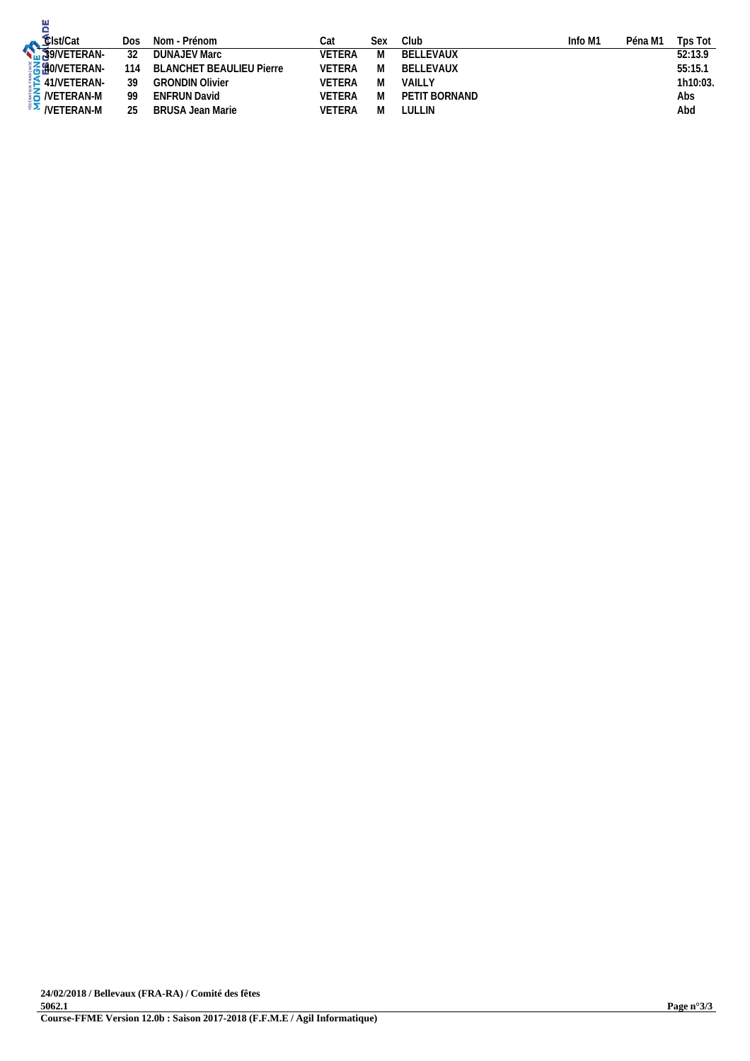| Clst/Cat | Dos | Nom - Prénom | Cat | Sex | Club | Info M1 | Péna M1 | Tps Tot |
|---|---|---|---|---|---|---|---|---|
| 39/VETERAN- | 32 | DUNAJEV Marc | VETERA | M | BELLEVAUX | | | 52:13.9 |
| 40/VETERAN- | 114 | BLANCHET BEAULIEU Pierre | VETERA | M | BELLEVAUX | | | 55:15.1 |
| 41/VETERAN- | 39 | GRONDIN Olivier | VETERA | M | VAILLY | | | 1h10:03. |
| /VETERAN-M | 99 | ENFRUN David | VETERA | M | PETIT BORNAND | | | Abs |
| /VETERAN-M | 25 | BRUSA Jean Marie | VETERA | M | LULLIN | | | Abd |

**24/02/2018 / Bellevaux (FRA-RA) / Comité des fêtes**

**5062.1**

**Course-FFME Version 12.0b : Saison 2017-2018 (F.F.M.E / Agil Informatique)**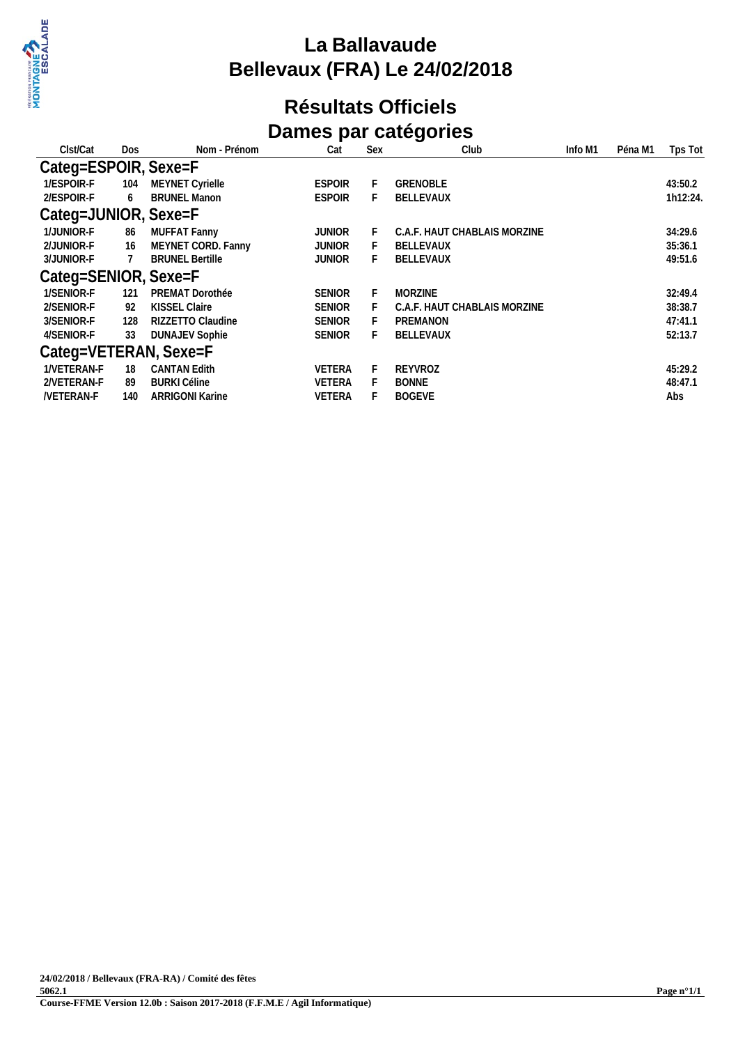# La Ballavaude
# Bellevaux (FRA) Le 24/02/2018

## Résultats Officiels
## Dames par catégories

| Clst/Cat | Dos | Nom - Prénom | Cat | Sex | Club | Info M1 | Péna M1 | Tps Tot |
|---|---|---|---|---|---|---|---|---|
| **Categ=ESPOIR, Sexe=F** | | | | | | | | |
| 1/ESPOIR-F | 104 | MEYNET Cyrielle | ESPOIR | F | GRENOBLE | | | 43:50.2 |
| 2/ESPOIR-F | 6 | BRUNEL Manon | ESPOIR | F | BELLEVAUX | | | 1h12:24. |
| **Categ=JUNIOR, Sexe=F** | | | | | | | | |
| 1/JUNIOR-F | 86 | MUFFAT Fanny | JUNIOR | F | C.A.F. HAUT CHABLAIS MORZINE | | | 34:29.6 |
| 2/JUNIOR-F | 16 | MEYNET CORD. Fanny | JUNIOR | F | BELLEVAUX | | | 35:36.1 |
| 3/JUNIOR-F | 7 | BRUNEL Bertille | JUNIOR | F | BELLEVAUX | | | 49:51.6 |
| **Categ=SENIOR, Sexe=F** | | | | | | | | |
| 1/SENIOR-F | 121 | PREMAT Dorothée | SENIOR | F | MORZINE | | | 32:49.4 |
| 2/SENIOR-F | 92 | KISSEL Claire | SENIOR | F | C.A.F. HAUT CHABLAIS MORZINE | | | 38:38.7 |
| 3/SENIOR-F | 128 | RIZZETTO Claudine | SENIOR | F | PREMANON | | | 47:41.1 |
| 4/SENIOR-F | 33 | DUNAJEV Sophie | SENIOR | F | BELLEVAUX | | | 52:13.7 |
| **Categ=VETERAN, Sexe=F** | | | | | | | | |
| 1/VETERAN-F | 18 | CANTAN Edith | VETERA | F | REYVROZ | | | 45:29.2 |
| 2/VETERAN-F | 89 | BURKI Céline | VETERA | F | BONNE | | | 48:47.1 |
| /VETERAN-F | 140 | ARRIGONI Karine | VETERA | F | BOGEVE | | | Abs |

**24/02/2018 / Bellevaux (FRA-RA) / Comité des fêtes**
**5062.1**
**Course-FFME Version 12.0b : Saison 2017-2018 (F.F.M.E / Agil Informatique)**